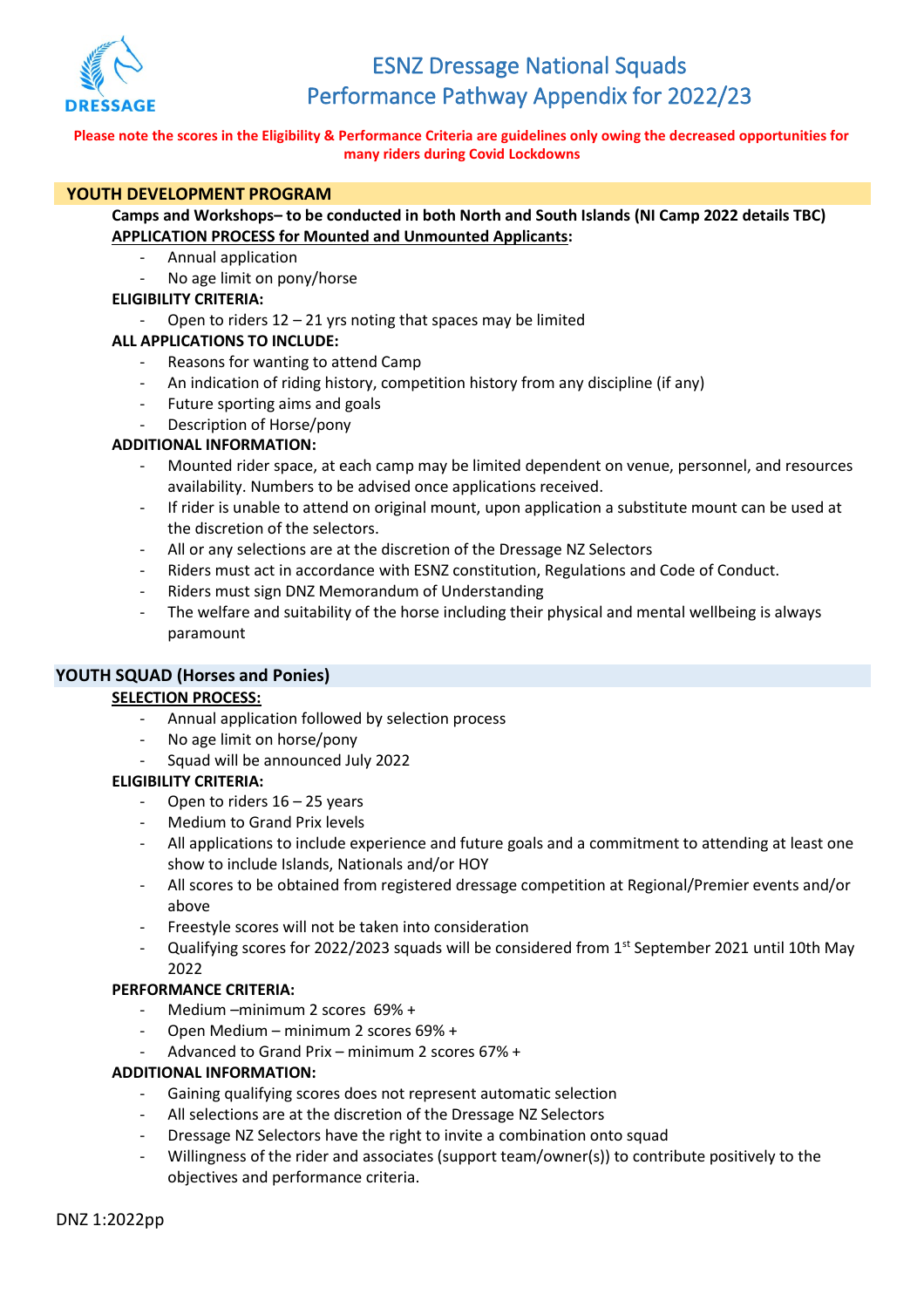# ESNZ Dressage National Squads
# Performance Pathway Appendix for 2022/23

**Please note the scores in the Eligibility & Performance Criteria are guidelines only owing the decreased opportunities for many riders during Covid Lockdowns**

## YOUTH DEVELOPMENT PROGRAM

**Camps and Workshops– to be conducted in both North and South Islands (NI Camp 2022 details TBC)**

**APPLICATION PROCESS for Mounted and Unmounted Applicants:**

- Annual application
- No age limit on pony/horse

**ELIGIBILITY CRITERIA:**

- Open to riders 12 – 21 yrs noting that spaces may be limited

**ALL APPLICATIONS TO INCLUDE:**

- Reasons for wanting to attend Camp
- An indication of riding history, competition history from any discipline (if any)
- Future sporting aims and goals
- Description of Horse/pony

**ADDITIONAL INFORMATION:**

- Mounted rider space, at each camp may be limited dependent on venue, personnel, and resources availability. Numbers to be advised once applications received.
- If rider is unable to attend on original mount, upon application a substitute mount can be used at the discretion of the selectors.
- All or any selections are at the discretion of the Dressage NZ Selectors
- Riders must act in accordance with ESNZ constitution, Regulations and Code of Conduct.
- Riders must sign DNZ Memorandum of Understanding
- The welfare and suitability of the horse including their physical and mental wellbeing is always paramount

## YOUTH SQUAD (Horses and Ponies)

**SELECTION PROCESS:**

- Annual application followed by selection process
- No age limit on horse/pony
- Squad will be announced July 2022

**ELIGIBILITY CRITERIA:**

- Open to riders 16 – 25 years
- Medium to Grand Prix levels
- All applications to include experience and future goals and a commitment to attending at least one show to include Islands, Nationals and/or HOY
- All scores to be obtained from registered dressage competition at Regional/Premier events and/or above
- Freestyle scores will not be taken into consideration
- Qualifying scores for 2022/2023 squads will be considered from 1st September 2021 until 10th May 2022

**PERFORMANCE CRITERIA:**

- Medium –minimum 2 scores 69% +
- Open Medium – minimum 2 scores 69% +
- Advanced to Grand Prix – minimum 2 scores 67% +

**ADDITIONAL INFORMATION:**

- Gaining qualifying scores does not represent automatic selection
- All selections are at the discretion of the Dressage NZ Selectors
- Dressage NZ Selectors have the right to invite a combination onto squad
- Willingness of the rider and associates (support team/owner(s)) to contribute positively to the objectives and performance criteria.

DNZ 1:2022pp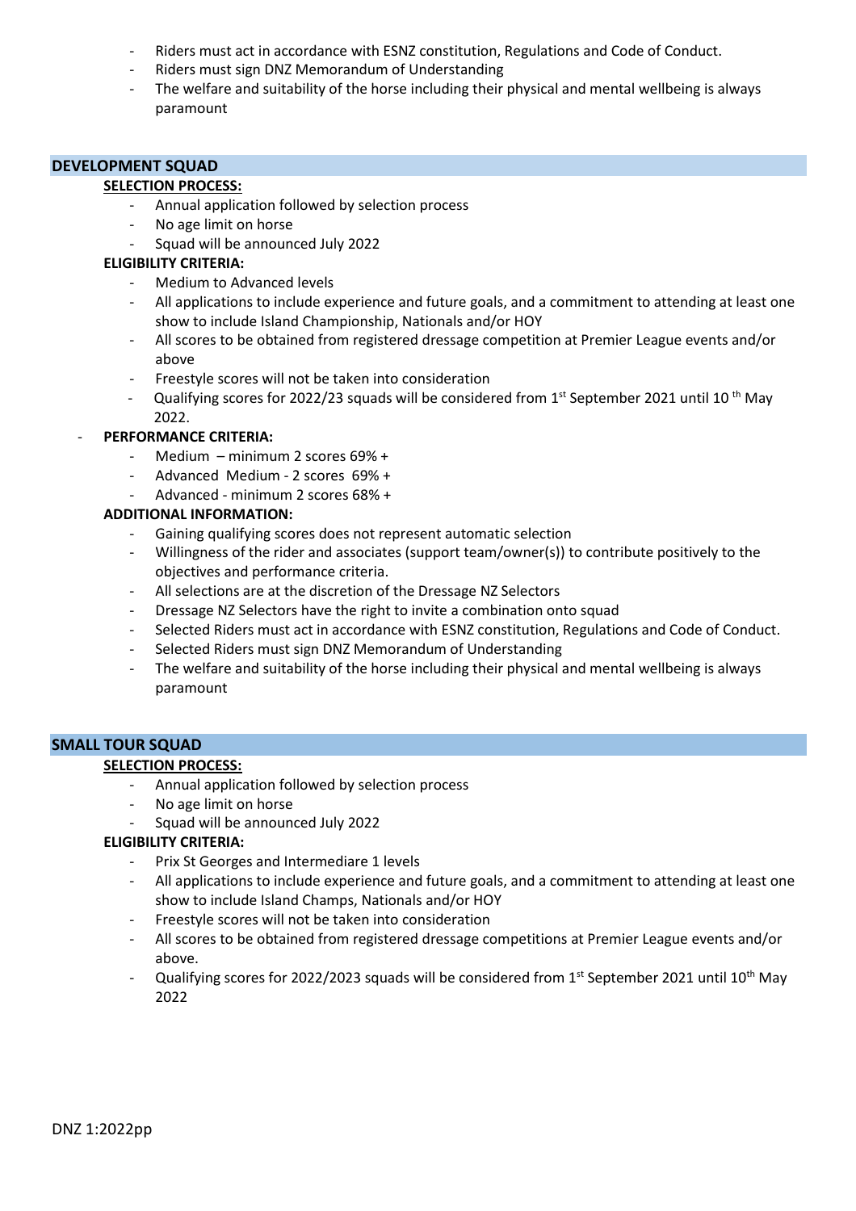- Riders must act in accordance with ESNZ constitution, Regulations and Code of Conduct.
- Riders must sign DNZ Memorandum of Understanding
- The welfare and suitability of the horse including their physical and mental wellbeing is always paramount

## DEVELOPMENT SQUAD

**SELECTION PROCESS:**

- Annual application followed by selection process
- No age limit on horse
- Squad will be announced July 2022

**ELIGIBILITY CRITERIA:**

- Medium to Advanced levels
- All applications to include experience and future goals, and a commitment to attending at least one show to include Island Championship, Nationals and/or HOY
- All scores to be obtained from registered dressage competition at Premier League events and/or above
- Freestyle scores will not be taken into consideration
- Qualifying scores for 2022/23 squads will be considered from 1st September 2021 until 10 th May 2022.

**PERFORMANCE CRITERIA:**

- Medium – minimum 2 scores 69% +
- Advanced Medium - 2 scores 69% +
- Advanced - minimum 2 scores 68% +

**ADDITIONAL INFORMATION:**

- Gaining qualifying scores does not represent automatic selection
- Willingness of the rider and associates (support team/owner(s)) to contribute positively to the objectives and performance criteria.
- All selections are at the discretion of the Dressage NZ Selectors
- Dressage NZ Selectors have the right to invite a combination onto squad
- Selected Riders must act in accordance with ESNZ constitution, Regulations and Code of Conduct.
- Selected Riders must sign DNZ Memorandum of Understanding
- The welfare and suitability of the horse including their physical and mental wellbeing is always paramount

## SMALL TOUR SQUAD

**SELECTION PROCESS:**

- Annual application followed by selection process
- No age limit on horse
- Squad will be announced July 2022

**ELIGIBILITY CRITERIA:**

- Prix St Georges and Intermediare 1 levels
- All applications to include experience and future goals, and a commitment to attending at least one show to include Island Champs, Nationals and/or HOY
- Freestyle scores will not be taken into consideration
- All scores to be obtained from registered dressage competitions at Premier League events and/or above.
- Qualifying scores for 2022/2023 squads will be considered from 1st September 2021 until 10th May 2022

DNZ 1:2022pp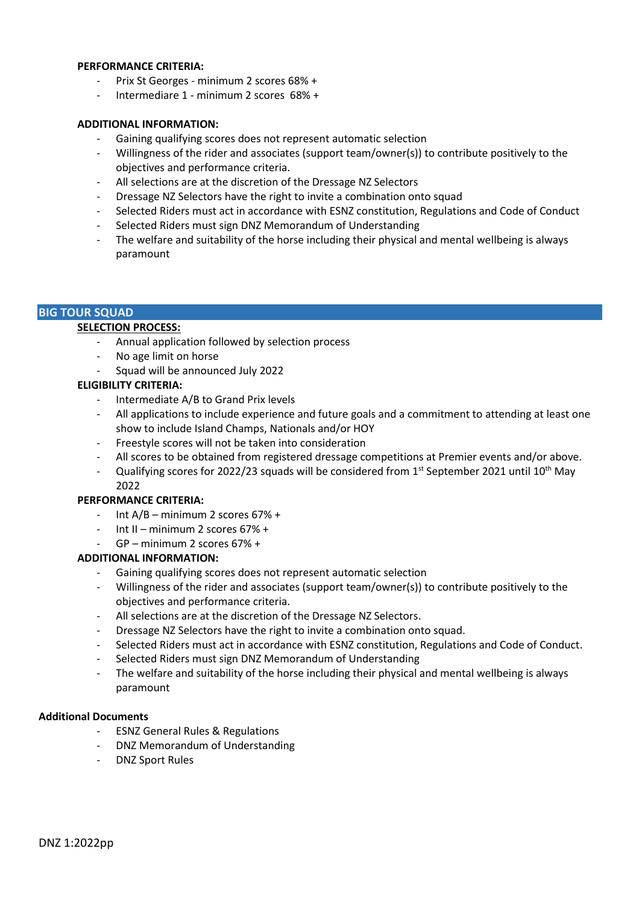**PERFORMANCE CRITERIA:**

- Prix St Georges - minimum 2 scores 68% +
- Intermediare 1 - minimum 2 scores 68% +

**ADDITIONAL INFORMATION:**

- Gaining qualifying scores does not represent automatic selection
- Willingness of the rider and associates (support team/owner(s)) to contribute positively to the objectives and performance criteria.
- All selections are at the discretion of the Dressage NZ Selectors
- Dressage NZ Selectors have the right to invite a combination onto squad
- Selected Riders must act in accordance with ESNZ constitution, Regulations and Code of Conduct
- Selected Riders must sign DNZ Memorandum of Understanding
- The welfare and suitability of the horse including their physical and mental wellbeing is always paramount

## BIG TOUR SQUAD

**SELECTION PROCESS:**

- Annual application followed by selection process
- No age limit on horse
- Squad will be announced July 2022

**ELIGIBILITY CRITERIA:**

- Intermediate A/B to Grand Prix levels
- All applications to include experience and future goals and a commitment to attending at least one show to include Island Champs, Nationals and/or HOY
- Freestyle scores will not be taken into consideration
- All scores to be obtained from registered dressage competitions at Premier events and/or above.
- Qualifying scores for 2022/23 squads will be considered from 1st September 2021 until 10th May 2022

**PERFORMANCE CRITERIA:**

- Int A/B – minimum 2 scores 67% +
- Int II – minimum 2 scores 67% +
- GP – minimum 2 scores 67% +

**ADDITIONAL INFORMATION:**

- Gaining qualifying scores does not represent automatic selection
- Willingness of the rider and associates (support team/owner(s)) to contribute positively to the objectives and performance criteria.
- All selections are at the discretion of the Dressage NZ Selectors.
- Dressage NZ Selectors have the right to invite a combination onto squad.
- Selected Riders must act in accordance with ESNZ constitution, Regulations and Code of Conduct.
- Selected Riders must sign DNZ Memorandum of Understanding
- The welfare and suitability of the horse including their physical and mental wellbeing is always paramount

**Additional Documents**

- ESNZ General Rules & Regulations
- DNZ Memorandum of Understanding
- DNZ Sport Rules